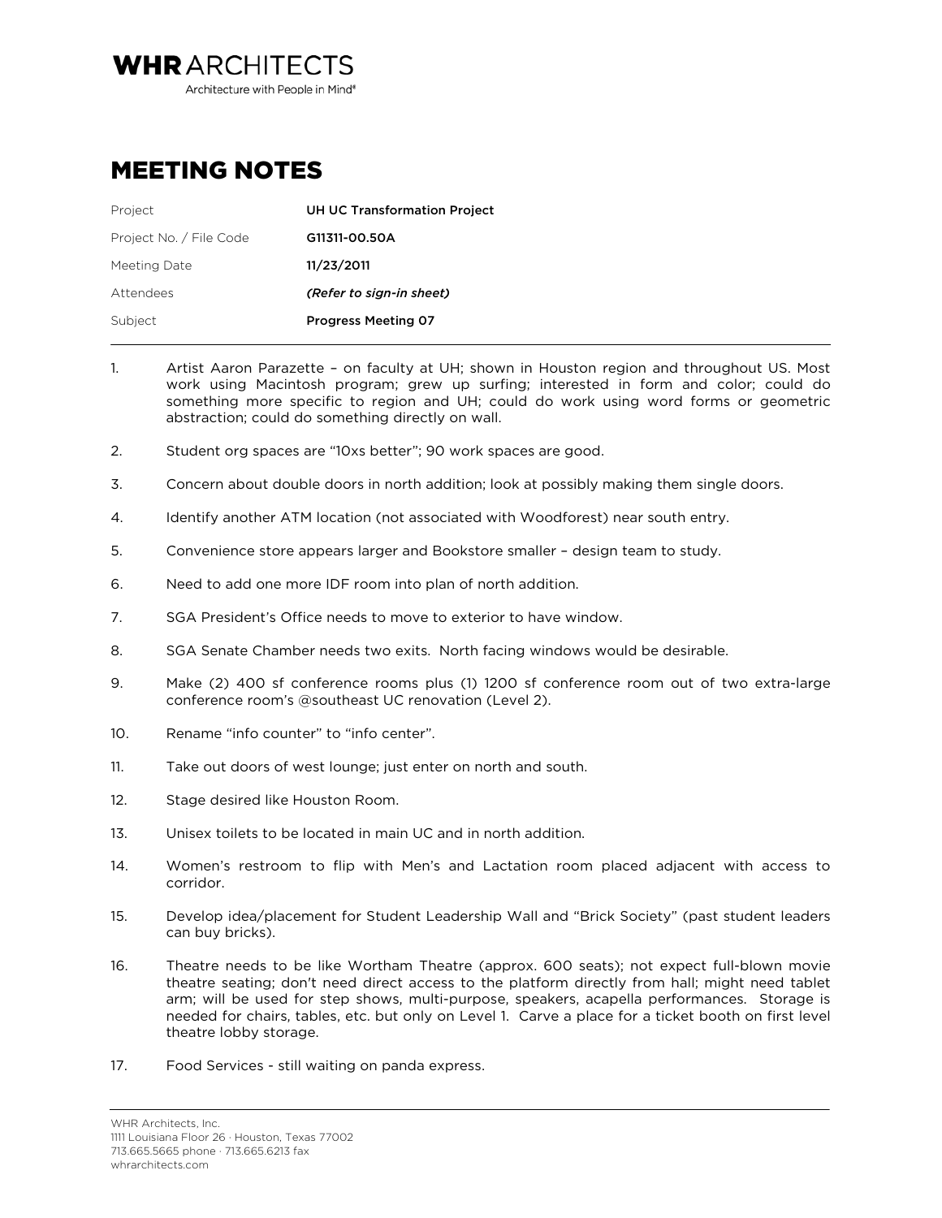**WHR** ARCHITECTS
Architecture with People in Mind®

# MEETING NOTES

| | |
|---|---|
| Project | **UH UC Transformation Project** |
| Project No. / File Code | **G11311-00.50A** |
| Meeting Date | **11/23/2011** |
| Attendees | ***(Refer to sign-in sheet)*** |
| Subject | **Progress Meeting 07** |

1. Artist Aaron Parazette – on faculty at UH; shown in Houston region and throughout US. Most work using Macintosh program; grew up surfing; interested in form and color; could do something more specific to region and UH; could do work using word forms or geometric abstraction; could do something directly on wall.

2. Student org spaces are "10xs better"; 90 work spaces are good.

3. Concern about double doors in north addition; look at possibly making them single doors.

4. Identify another ATM location (not associated with Woodforest) near south entry.

5. Convenience store appears larger and Bookstore smaller – design team to study.

6. Need to add one more IDF room into plan of north addition.

7. SGA President's Office needs to move to exterior to have window.

8. SGA Senate Chamber needs two exits. North facing windows would be desirable.

9. Make (2) 400 sf conference rooms plus (1) 1200 sf conference room out of two extra-large conference room's @southeast UC renovation (Level 2).

10. Rename "info counter" to "info center".

11. Take out doors of west lounge; just enter on north and south.

12. Stage desired like Houston Room.

13. Unisex toilets to be located in main UC and in north addition.

14. Women's restroom to flip with Men's and Lactation room placed adjacent with access to corridor.

15. Develop idea/placement for Student Leadership Wall and "Brick Society" (past student leaders can buy bricks).

16. Theatre needs to be like Wortham Theatre (approx. 600 seats); not expect full-blown movie theatre seating; don't need direct access to the platform directly from hall; might need tablet arm; will be used for step shows, multi-purpose, speakers, acapella performances. Storage is needed for chairs, tables, etc. but only on Level 1. Carve a place for a ticket booth on first level theatre lobby storage.

17. Food Services - still waiting on panda express.

WHR Architects, Inc.
1111 Louisiana Floor 26 · Houston, Texas 77002
713.665.5665 phone · 713.665.6213 fax
whrarchitects.com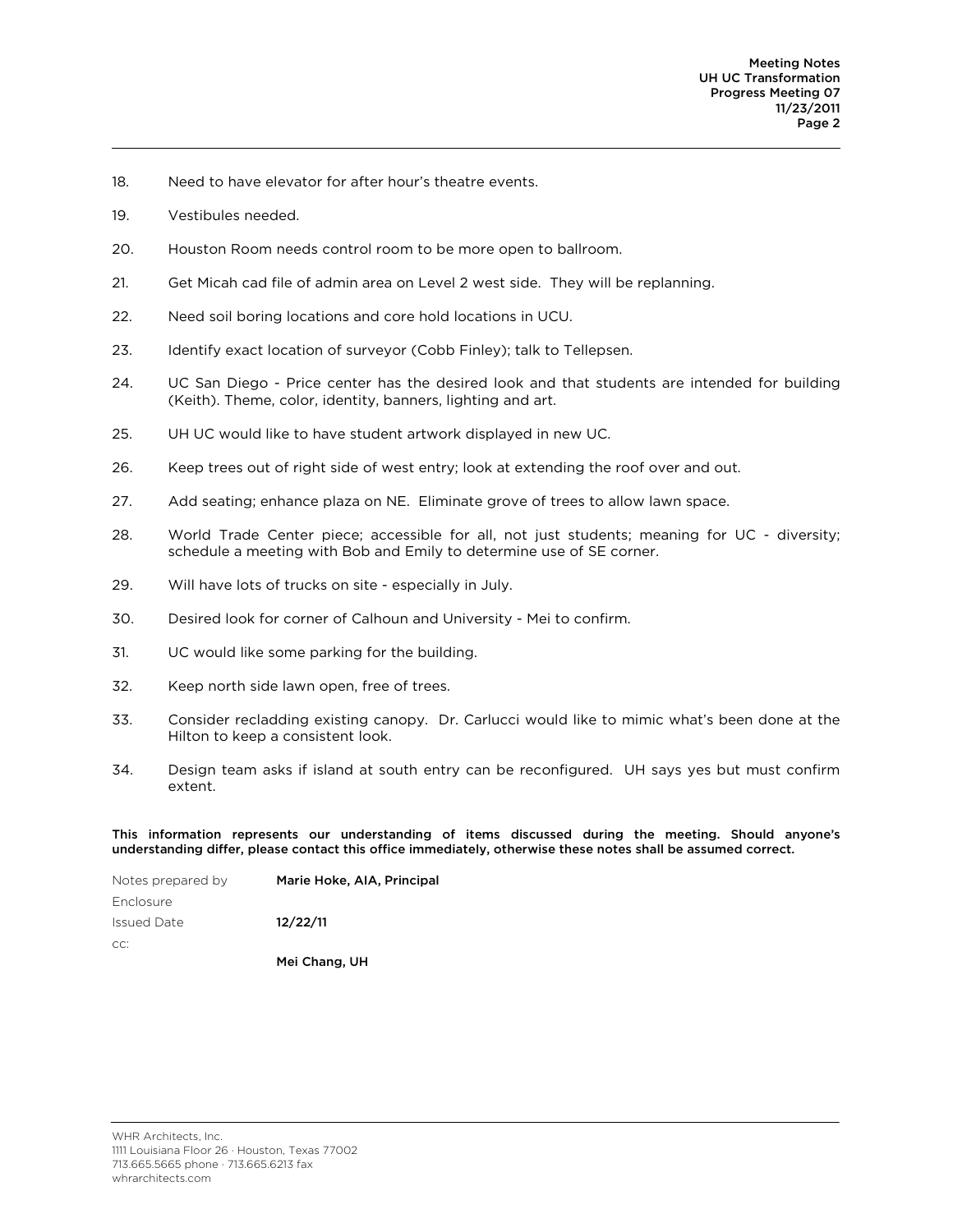18. Need to have elevator for after hour's theatre events.

19. Vestibules needed.

20. Houston Room needs control room to be more open to ballroom.

21. Get Micah cad file of admin area on Level 2 west side. They will be replanning.

22. Need soil boring locations and core hold locations in UCU.

23. Identify exact location of surveyor (Cobb Finley); talk to Tellepsen.

24. UC San Diego - Price center has the desired look and that students are intended for building (Keith). Theme, color, identity, banners, lighting and art.

25. UH UC would like to have student artwork displayed in new UC.

26. Keep trees out of right side of west entry; look at extending the roof over and out.

27. Add seating; enhance plaza on NE. Eliminate grove of trees to allow lawn space.

28. World Trade Center piece; accessible for all, not just students; meaning for UC - diversity; schedule a meeting with Bob and Emily to determine use of SE corner.

29. Will have lots of trucks on site - especially in July.

30. Desired look for corner of Calhoun and University - Mei to confirm.

31. UC would like some parking for the building.

32. Keep north side lawn open, free of trees.

33. Consider recladding existing canopy. Dr. Carlucci would like to mimic what's been done at the Hilton to keep a consistent look.

34. Design team asks if island at south entry can be reconfigured. UH says yes but must confirm extent.

**This information represents our understanding of items discussed during the meeting. Should anyone's understanding differ, please contact this office immediately, otherwise these notes shall be assumed correct.**

Notes prepared by **Marie Hoke, AIA, Principal**

Enclosure

Issued Date **12/22/11**

cc:

**Mei Chang, UH**

WHR Architects, Inc.
1111 Louisiana Floor 26 · Houston, Texas 77002
713.665.5665 phone · 713.665.6213 fax
whrarchitects.com